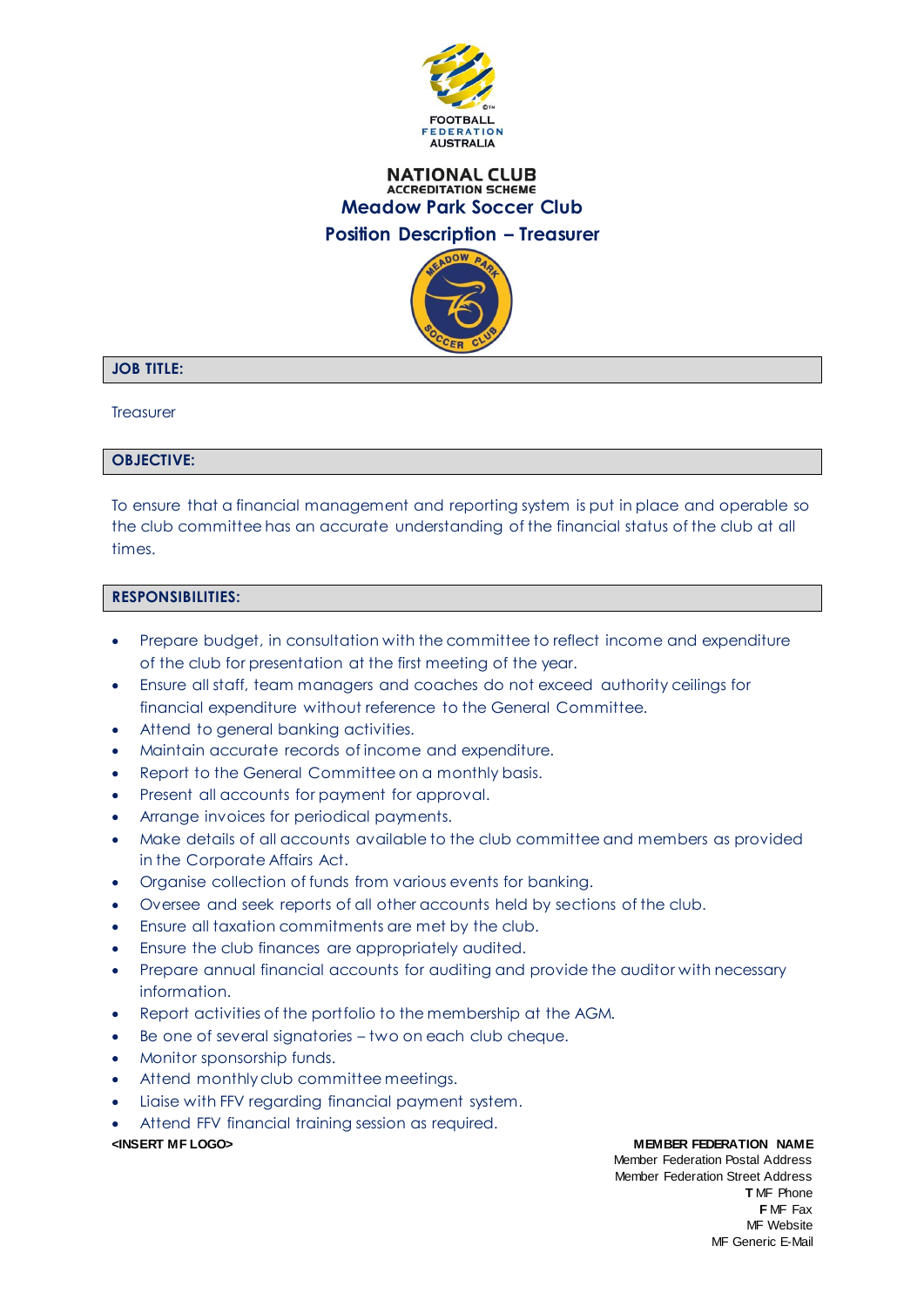FOOTBALL FEDERATION AUSTRALIA

**NATIONAL CLUB**
**ACCREDITATION SCHEME**

# Meadow Park Soccer Club

## Position Description – Treasurer

### JOB TITLE:

Treasurer

### OBJECTIVE:

To ensure that a financial management and reporting system is put in place and operable so the club committee has an accurate understanding of the financial status of the club at all times.

### RESPONSIBILITIES:

- Prepare budget, in consultation with the committee to reflect income and expenditure of the club for presentation at the first meeting of the year.
- Ensure all staff, team managers and coaches do not exceed authority ceilings for financial expenditure without reference to the General Committee.
- Attend to general banking activities.
- Maintain accurate records of income and expenditure.
- Report to the General Committee on a monthly basis.
- Present all accounts for payment for approval.
- Arrange invoices for periodical payments.
- Make details of all accounts available to the club committee and members as provided in the Corporate Affairs Act.
- Organise collection of funds from various events for banking.
- Oversee and seek reports of all other accounts held by sections of the club.
- Ensure all taxation commitments are met by the club.
- Ensure the club finances are appropriately audited.
- Prepare annual financial accounts for auditing and provide the auditor with necessary information.
- Report activities of the portfolio to the membership at the AGM.
- Be one of several signatories – two on each club cheque.
- Monitor sponsorship funds.
- Attend monthly club committee meetings.
- Liaise with FFV regarding financial payment system.
- Attend FFV financial training session as required.

**<INSERT MF LOGO>**

**MEMBER FEDERATION NAME**
Member Federation Postal Address
Member Federation Street Address
**T** MF Phone
**F** MF Fax
MF Website
MF Generic E-Mail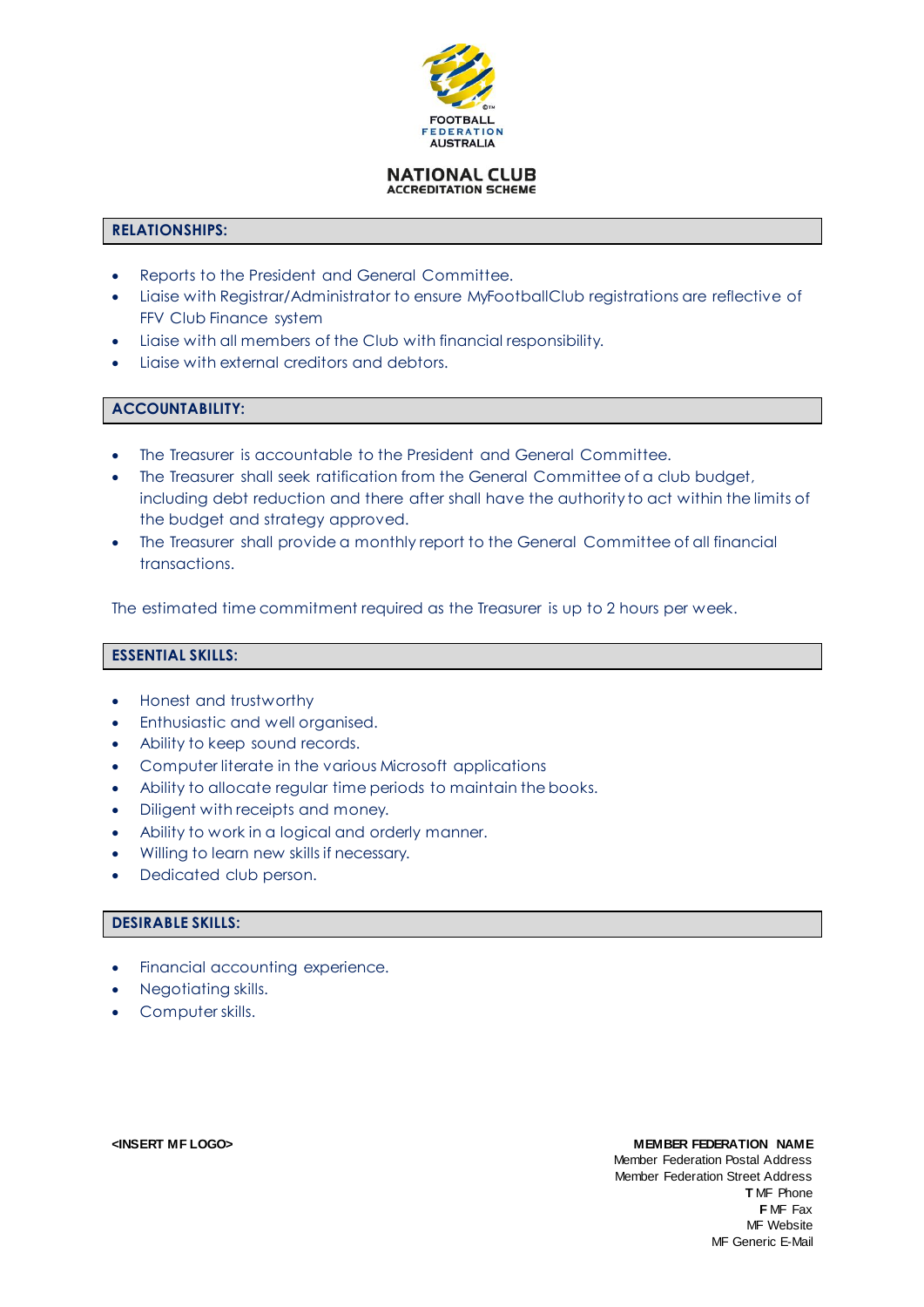FOOTBALL FEDERATION AUSTRALIA

NATIONAL CLUB ACCREDITATION SCHEME

## RELATIONSHIPS:

- Reports to the President and General Committee.
- Liaise with Registrar/Administrator to ensure MyFootballClub registrations are reflective of FFV Club Finance system
- Liaise with all members of the Club with financial responsibility.
- Liaise with external creditors and debtors.

## ACCOUNTABILITY:

- The Treasurer is accountable to the President and General Committee.
- The Treasurer shall seek ratification from the General Committee of a club budget, including debt reduction and there after shall have the authority to act within the limits of the budget and strategy approved.
- The Treasurer shall provide a monthly report to the General Committee of all financial transactions.

The estimated time commitment required as the Treasurer is up to 2 hours per week.

## ESSENTIAL SKILLS:

- Honest and trustworthy
- Enthusiastic and well organised.
- Ability to keep sound records.
- Computer literate in the various Microsoft applications
- Ability to allocate regular time periods to maintain the books.
- Diligent with receipts and money.
- Ability to work in a logical and orderly manner.
- Willing to learn new skills if necessary.
- Dedicated club person.

## DESIRABLE SKILLS:

- Financial accounting experience.
- Negotiating skills.
- Computer skills.

**<INSERT MF LOGO>**

**MEMBER FEDERATION NAME**
Member Federation Postal Address
Member Federation Street Address
**T** MF Phone
**F** MF Fax
MF Website
MF Generic E-Mail